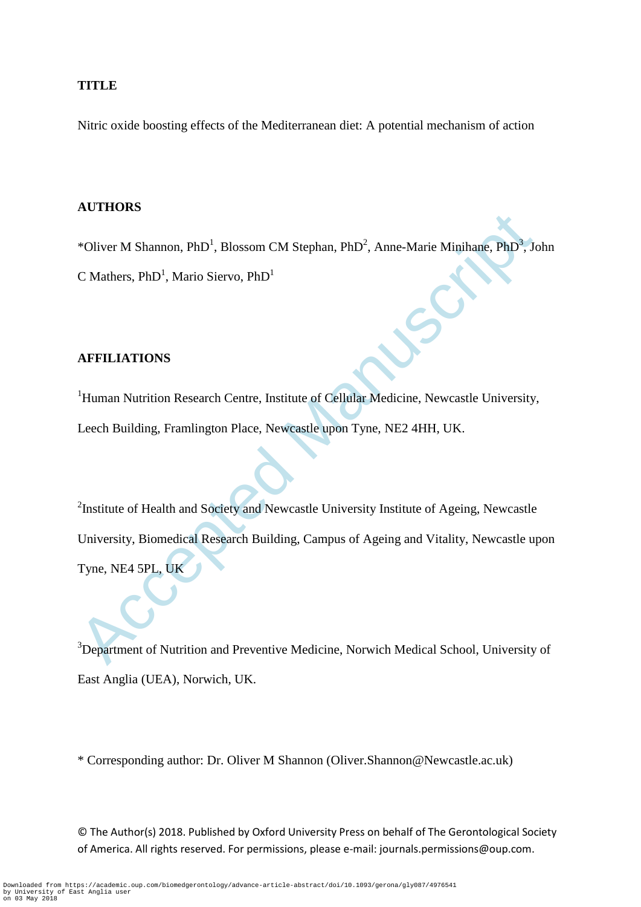**TITLE**

Nitric oxide boosting effects of the Mediterranean diet: A potential mechanism of action

**AUTHORS**

*Oliver M Shannon, PhD[1], Blossom CM Stephan, PhD[2], Anne-Marie Minihane, PhD[3], John C Mathers, PhD[1], Mario Siervo, PhD[1]

**AFFILIATIONS**

[1]Human Nutrition Research Centre, Institute of Cellular Medicine, Newcastle University, Leech Building, Framlington Place, Newcastle upon Tyne, NE2 4HH, UK.

[2]Institute of Health and Society and Newcastle University Institute of Ageing, Newcastle University, Biomedical Research Building, Campus of Ageing and Vitality, Newcastle upon Tyne, NE4 5PL, UK

[3]Department of Nutrition and Preventive Medicine, Norwich Medical School, University of East Anglia (UEA), Norwich, UK.

* Corresponding author: Dr. Oliver M Shannon (Oliver.Shannon@Newcastle.ac.uk)

© The Author(s) 2018. Published by Oxford University Press on behalf of The Gerontological Society of America. All rights reserved. For permissions, please e-mail: journals.permissions@oup.com.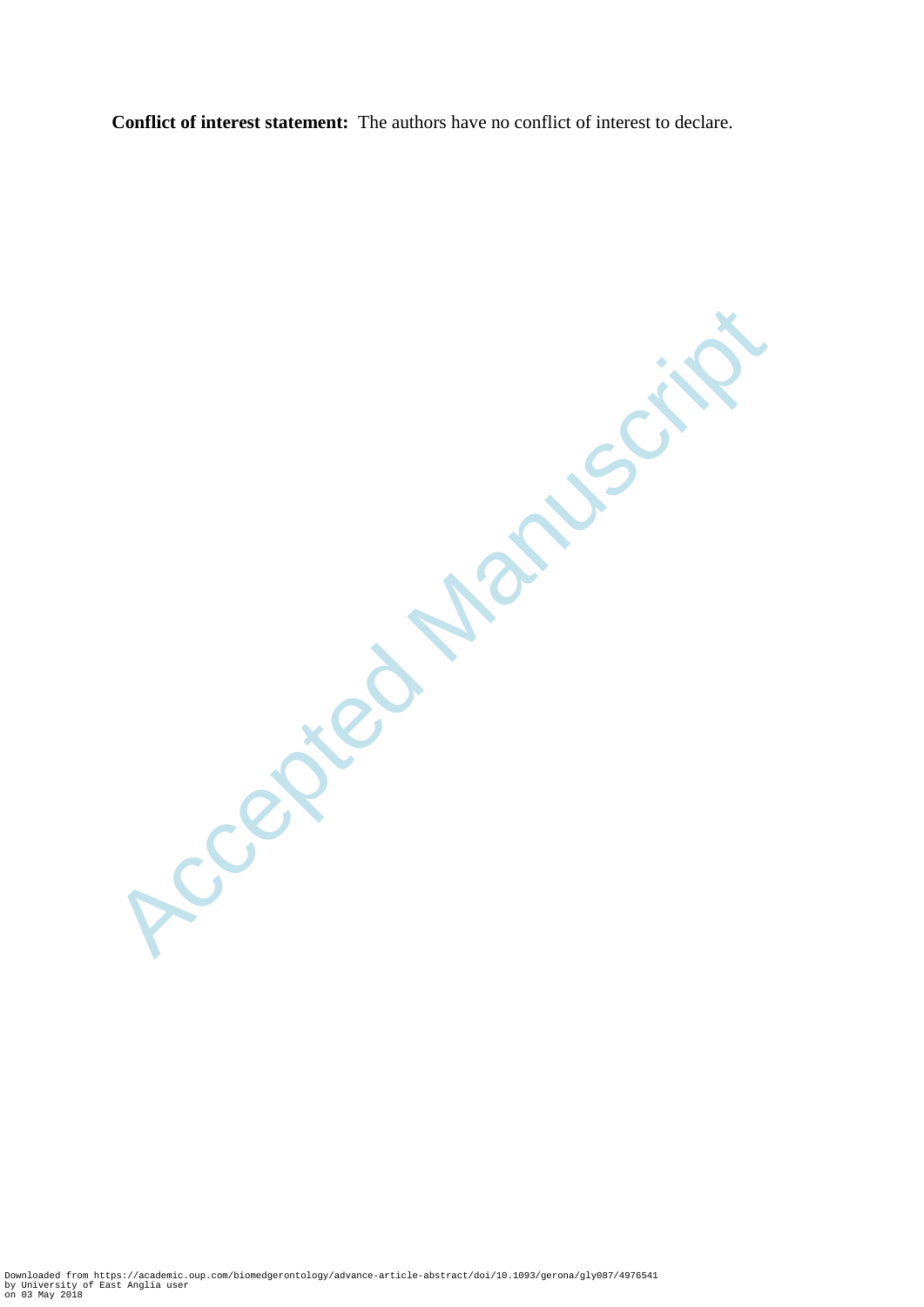**Conflict of interest statement:** The authors have no conflict of interest to declare.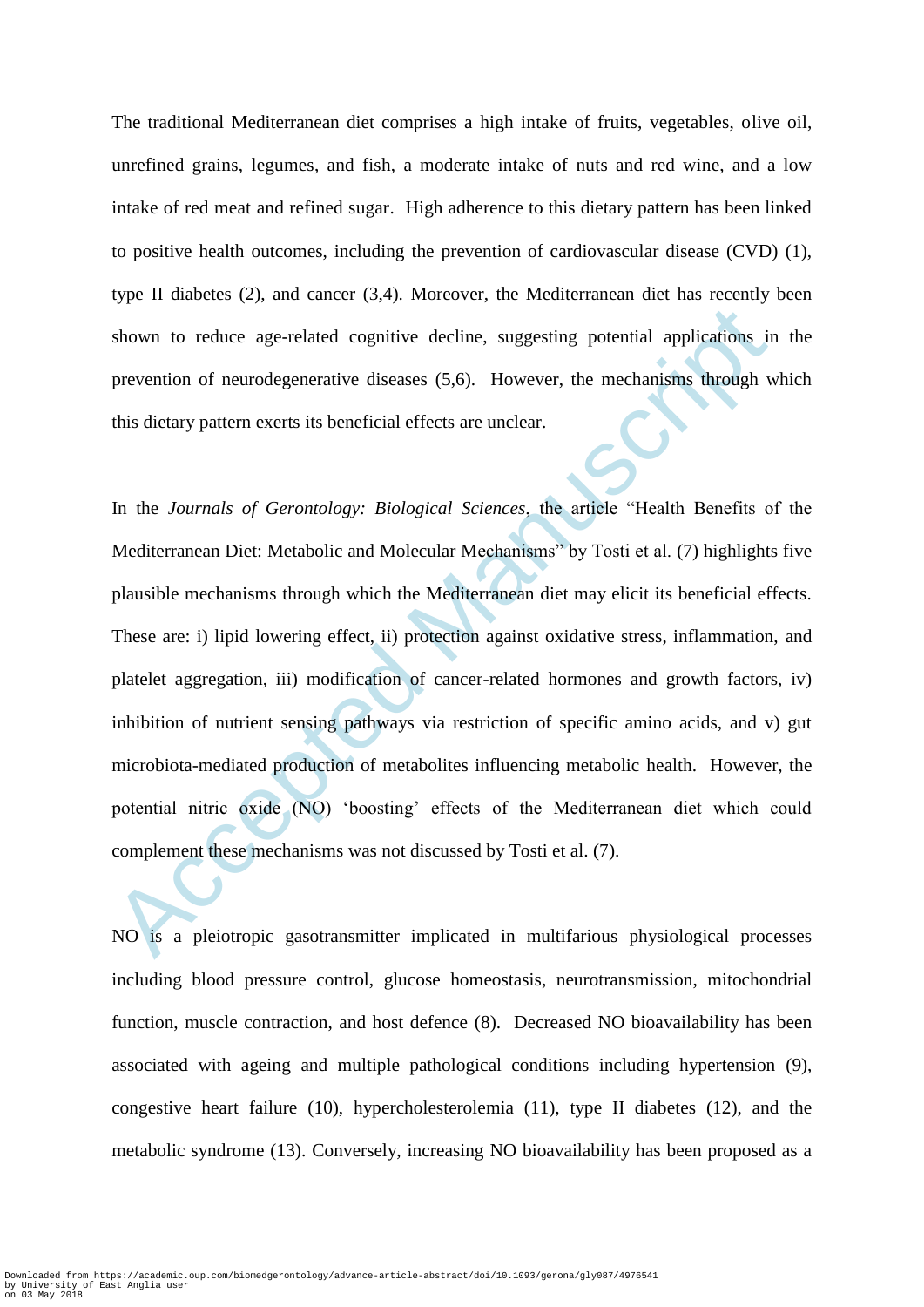The traditional Mediterranean diet comprises a high intake of fruits, vegetables, olive oil, unrefined grains, legumes, and fish, a moderate intake of nuts and red wine, and a low intake of red meat and refined sugar. High adherence to this dietary pattern has been linked to positive health outcomes, including the prevention of cardiovascular disease (CVD) (1), type II diabetes (2), and cancer (3,4). Moreover, the Mediterranean diet has recently been shown to reduce age-related cognitive decline, suggesting potential applications in the prevention of neurodegenerative diseases (5,6). However, the mechanisms through which this dietary pattern exerts its beneficial effects are unclear.

In the *Journals of Gerontology: Biological Sciences*, the article "Health Benefits of the Mediterranean Diet: Metabolic and Molecular Mechanisms" by Tosti et al. (7) highlights five plausible mechanisms through which the Mediterranean diet may elicit its beneficial effects. These are: i) lipid lowering effect, ii) protection against oxidative stress, inflammation, and platelet aggregation, iii) modification of cancer-related hormones and growth factors, iv) inhibition of nutrient sensing pathways via restriction of specific amino acids, and v) gut microbiota-mediated production of metabolites influencing metabolic health. However, the potential nitric oxide (NO) 'boosting' effects of the Mediterranean diet which could complement these mechanisms was not discussed by Tosti et al. (7).

NO is a pleiotropic gasotransmitter implicated in multifarious physiological processes including blood pressure control, glucose homeostasis, neurotransmission, mitochondrial function, muscle contraction, and host defence (8). Decreased NO bioavailability has been associated with ageing and multiple pathological conditions including hypertension (9), congestive heart failure (10), hypercholesterolemia (11), type II diabetes (12), and the metabolic syndrome (13). Conversely, increasing NO bioavailability has been proposed as a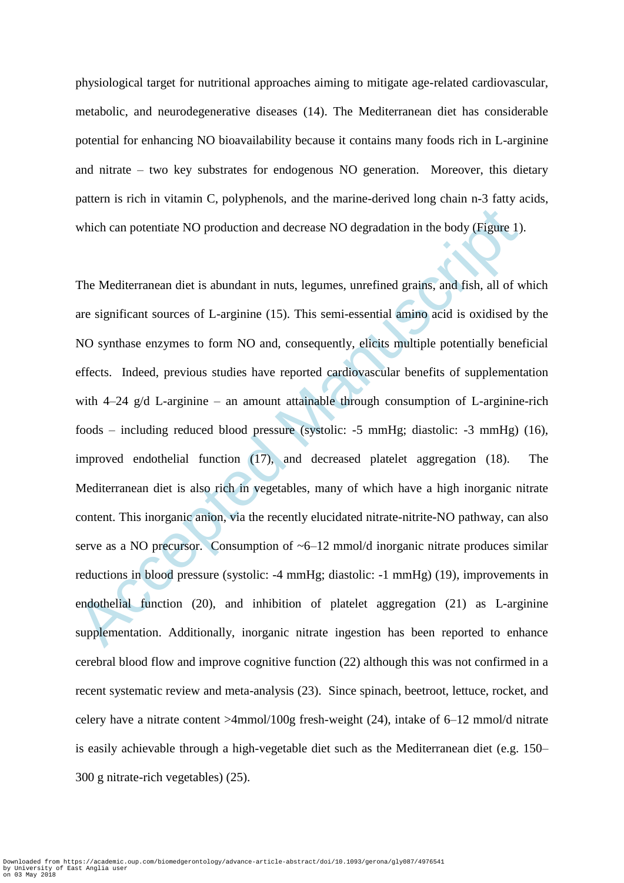physiological target for nutritional approaches aiming to mitigate age-related cardiovascular, metabolic, and neurodegenerative diseases (14). The Mediterranean diet has considerable potential for enhancing NO bioavailability because it contains many foods rich in L-arginine and nitrate – two key substrates for endogenous NO generation. Moreover, this dietary pattern is rich in vitamin C, polyphenols, and the marine-derived long chain n-3 fatty acids, which can potentiate NO production and decrease NO degradation in the body (Figure 1).

The Mediterranean diet is abundant in nuts, legumes, unrefined grains, and fish, all of which are significant sources of L-arginine (15). This semi-essential amino acid is oxidised by the NO synthase enzymes to form NO and, consequently, elicits multiple potentially beneficial effects. Indeed, previous studies have reported cardiovascular benefits of supplementation with 4–24 g/d L-arginine – an amount attainable through consumption of L-arginine-rich foods – including reduced blood pressure (systolic: -5 mmHg; diastolic: -3 mmHg) (16), improved endothelial function (17), and decreased platelet aggregation (18). The Mediterranean diet is also rich in vegetables, many of which have a high inorganic nitrate content. This inorganic anion, via the recently elucidated nitrate-nitrite-NO pathway, can also serve as a NO precursor. Consumption of ~6–12 mmol/d inorganic nitrate produces similar reductions in blood pressure (systolic: -4 mmHg; diastolic: -1 mmHg) (19), improvements in endothelial function (20), and inhibition of platelet aggregation (21) as L-arginine supplementation. Additionally, inorganic nitrate ingestion has been reported to enhance cerebral blood flow and improve cognitive function (22) although this was not confirmed in a recent systematic review and meta-analysis (23). Since spinach, beetroot, lettuce, rocket, and celery have a nitrate content >4mmol/100g fresh-weight (24), intake of 6–12 mmol/d nitrate is easily achievable through a high-vegetable diet such as the Mediterranean diet (e.g. 150–300 g nitrate-rich vegetables) (25).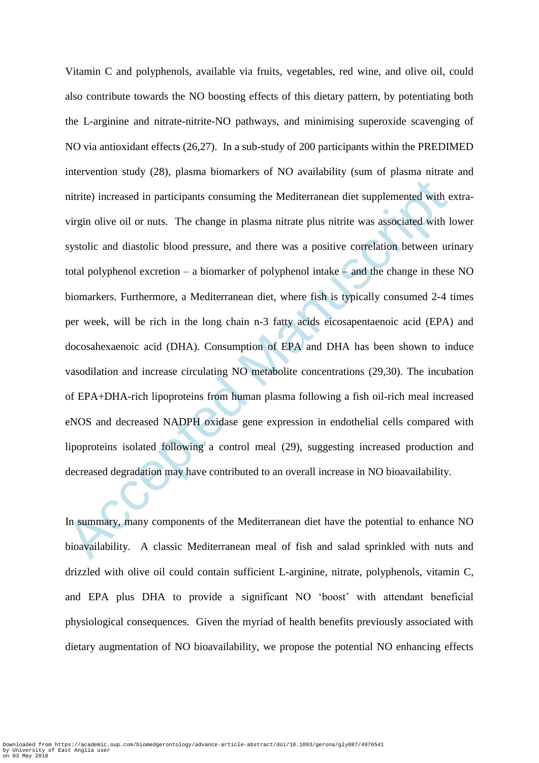Vitamin C and polyphenols, available via fruits, vegetables, red wine, and olive oil, could also contribute towards the NO boosting effects of this dietary pattern, by potentiating both the L-arginine and nitrate-nitrite-NO pathways, and minimising superoxide scavenging of NO via antioxidant effects (26,27). In a sub-study of 200 participants within the PREDIMED intervention study (28), plasma biomarkers of NO availability (sum of plasma nitrate and nitrite) increased in participants consuming the Mediterranean diet supplemented with extra-virgin olive oil or nuts. The change in plasma nitrate plus nitrite was associated with lower systolic and diastolic blood pressure, and there was a positive correlation between urinary total polyphenol excretion – a biomarker of polyphenol intake – and the change in these NO biomarkers. Furthermore, a Mediterranean diet, where fish is typically consumed 2-4 times per week, will be rich in the long chain n-3 fatty acids eicosapentaenoic acid (EPA) and docosahexaenoic acid (DHA). Consumption of EPA and DHA has been shown to induce vasodilation and increase circulating NO metabolite concentrations (29,30). The incubation of EPA+DHA-rich lipoproteins from human plasma following a fish oil-rich meal increased eNOS and decreased NADPH oxidase gene expression in endothelial cells compared with lipoproteins isolated following a control meal (29), suggesting increased production and decreased degradation may have contributed to an overall increase in NO bioavailability.

In summary, many components of the Mediterranean diet have the potential to enhance NO bioavailability. A classic Mediterranean meal of fish and salad sprinkled with nuts and drizzled with olive oil could contain sufficient L-arginine, nitrate, polyphenols, vitamin C, and EPA plus DHA to provide a significant NO 'boost' with attendant beneficial physiological consequences. Given the myriad of health benefits previously associated with dietary augmentation of NO bioavailability, we propose the potential NO enhancing effects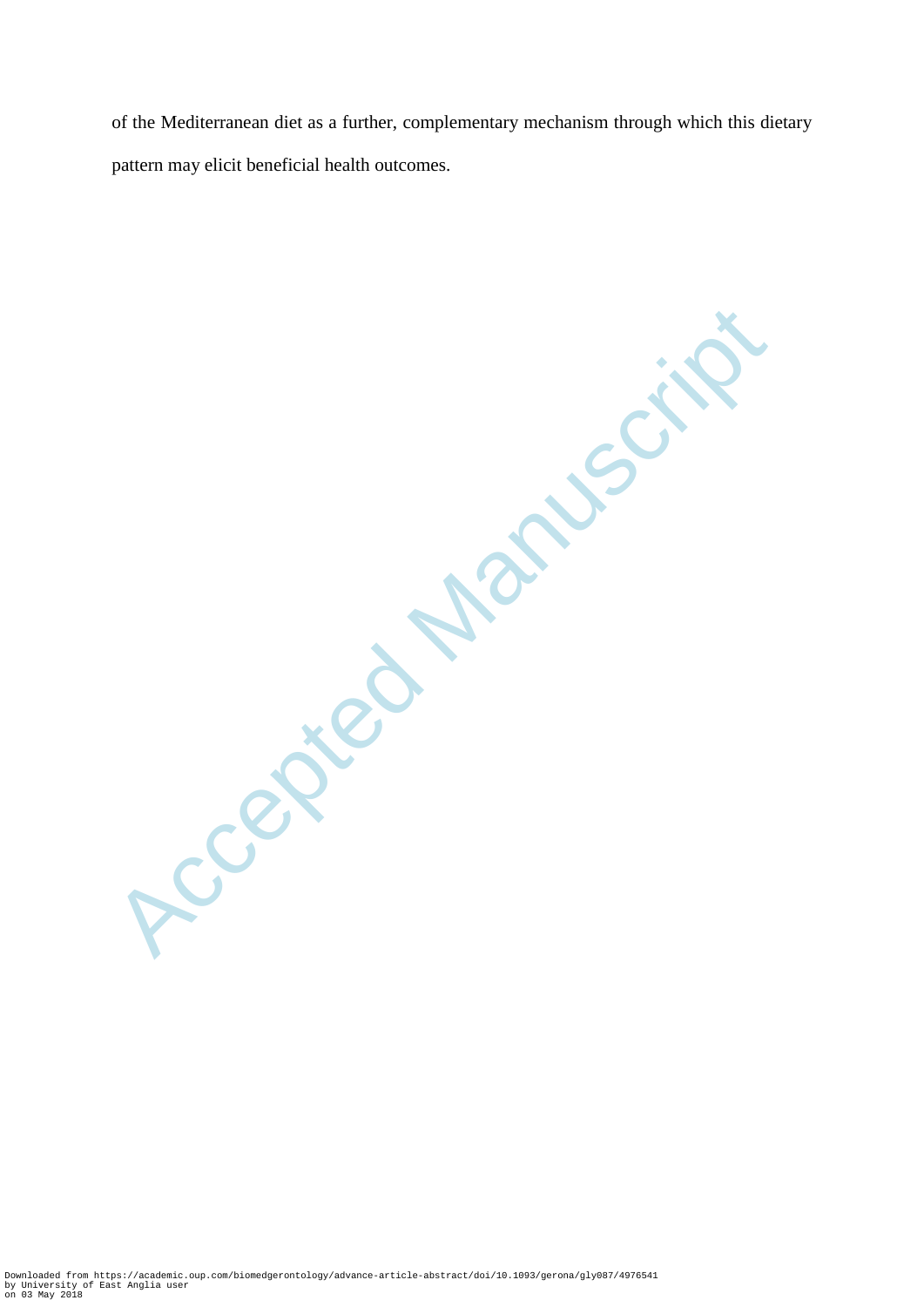of the Mediterranean diet as a further, complementary mechanism through which this dietary pattern may elicit beneficial health outcomes.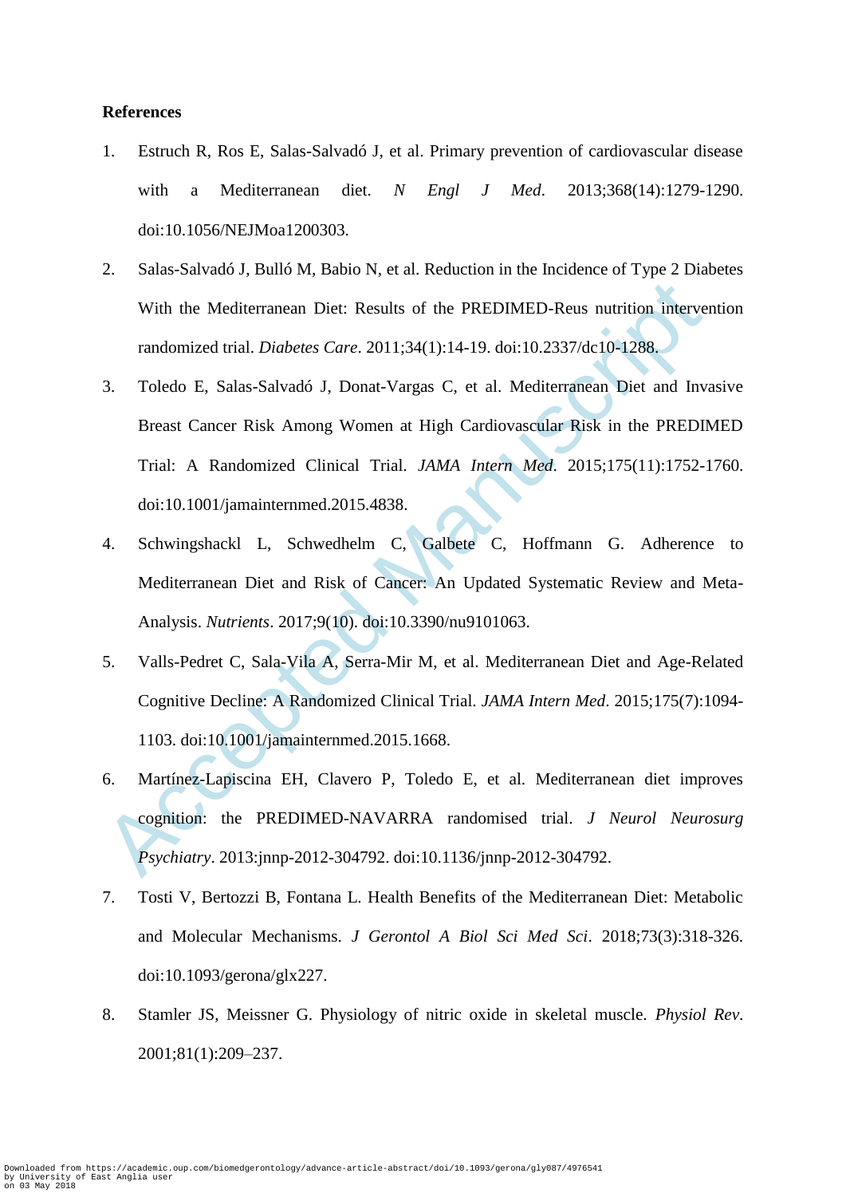**References**

1. Estruch R, Ros E, Salas-Salvadó J, et al. Primary prevention of cardiovascular disease with a Mediterranean diet. *N Engl J Med*. 2013;368(14):1279-1290. doi:10.1056/NEJMoa1200303.

2. Salas-Salvadó J, Bulló M, Babio N, et al. Reduction in the Incidence of Type 2 Diabetes With the Mediterranean Diet: Results of the PREDIMED-Reus nutrition intervention randomized trial. *Diabetes Care*. 2011;34(1):14-19. doi:10.2337/dc10-1288.

3. Toledo E, Salas-Salvadó J, Donat-Vargas C, et al. Mediterranean Diet and Invasive Breast Cancer Risk Among Women at High Cardiovascular Risk in the PREDIMED Trial: A Randomized Clinical Trial. *JAMA Intern Med*. 2015;175(11):1752-1760. doi:10.1001/jamainternmed.2015.4838.

4. Schwingshackl L, Schwedhelm C, Galbete C, Hoffmann G. Adherence to Mediterranean Diet and Risk of Cancer: An Updated Systematic Review and Meta-Analysis. *Nutrients*. 2017;9(10). doi:10.3390/nu9101063.

5. Valls-Pedret C, Sala-Vila A, Serra-Mir M, et al. Mediterranean Diet and Age-Related Cognitive Decline: A Randomized Clinical Trial. *JAMA Intern Med*. 2015;175(7):1094-1103. doi:10.1001/jamainternmed.2015.1668.

6. Martínez-Lapiscina EH, Clavero P, Toledo E, et al. Mediterranean diet improves cognition: the PREDIMED-NAVARRA randomised trial. *J Neurol Neurosurg Psychiatry*. 2013:jnnp-2012-304792. doi:10.1136/jnnp-2012-304792.

7. Tosti V, Bertozzi B, Fontana L. Health Benefits of the Mediterranean Diet: Metabolic and Molecular Mechanisms. *J Gerontol A Biol Sci Med Sci*. 2018;73(3):318-326. doi:10.1093/gerona/glx227.

8. Stamler JS, Meissner G. Physiology of nitric oxide in skeletal muscle. *Physiol Rev*. 2001;81(1):209–237.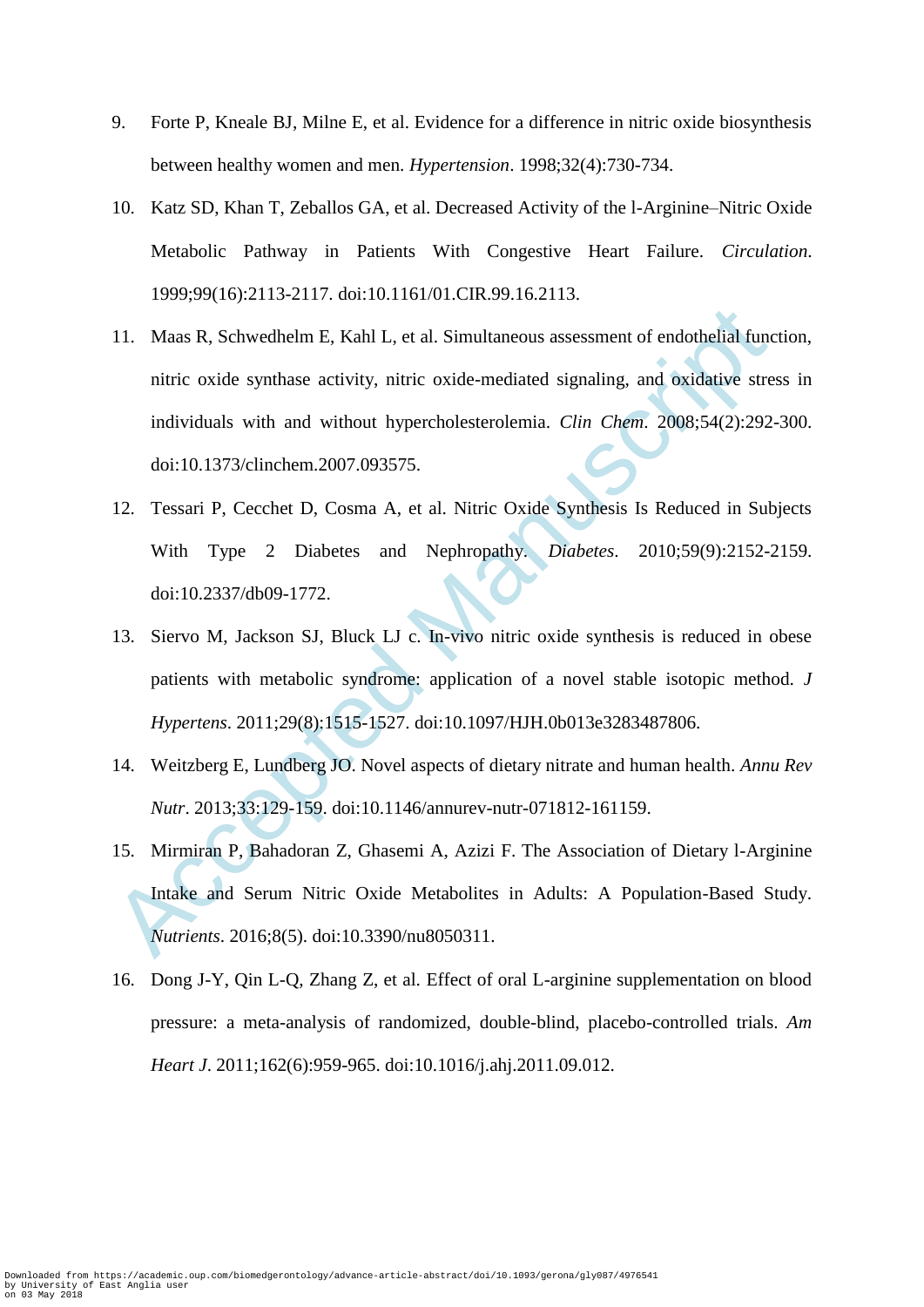9. Forte P, Kneale BJ, Milne E, et al. Evidence for a difference in nitric oxide biosynthesis between healthy women and men. *Hypertension*. 1998;32(4):730-734.

10. Katz SD, Khan T, Zeballos GA, et al. Decreased Activity of the l-Arginine–Nitric Oxide Metabolic Pathway in Patients With Congestive Heart Failure. *Circulation*. 1999;99(16):2113-2117. doi:10.1161/01.CIR.99.16.2113.

11. Maas R, Schwedhelm E, Kahl L, et al. Simultaneous assessment of endothelial function, nitric oxide synthase activity, nitric oxide-mediated signaling, and oxidative stress in individuals with and without hypercholesterolemia. *Clin Chem*. 2008;54(2):292-300. doi:10.1373/clinchem.2007.093575.

12. Tessari P, Cecchet D, Cosma A, et al. Nitric Oxide Synthesis Is Reduced in Subjects With Type 2 Diabetes and Nephropathy. *Diabetes*. 2010;59(9):2152-2159. doi:10.2337/db09-1772.

13. Siervo M, Jackson SJ, Bluck LJ c. In-vivo nitric oxide synthesis is reduced in obese patients with metabolic syndrome: application of a novel stable isotopic method. *J Hypertens*. 2011;29(8):1515-1527. doi:10.1097/HJH.0b013e3283487806.

14. Weitzberg E, Lundberg JO. Novel aspects of dietary nitrate and human health. *Annu Rev Nutr*. 2013;33:129-159. doi:10.1146/annurev-nutr-071812-161159.

15. Mirmiran P, Bahadoran Z, Ghasemi A, Azizi F. The Association of Dietary l-Arginine Intake and Serum Nitric Oxide Metabolites in Adults: A Population-Based Study. *Nutrients*. 2016;8(5). doi:10.3390/nu8050311.

16. Dong J-Y, Qin L-Q, Zhang Z, et al. Effect of oral L-arginine supplementation on blood pressure: a meta-analysis of randomized, double-blind, placebo-controlled trials. *Am Heart J*. 2011;162(6):959-965. doi:10.1016/j.ahj.2011.09.012.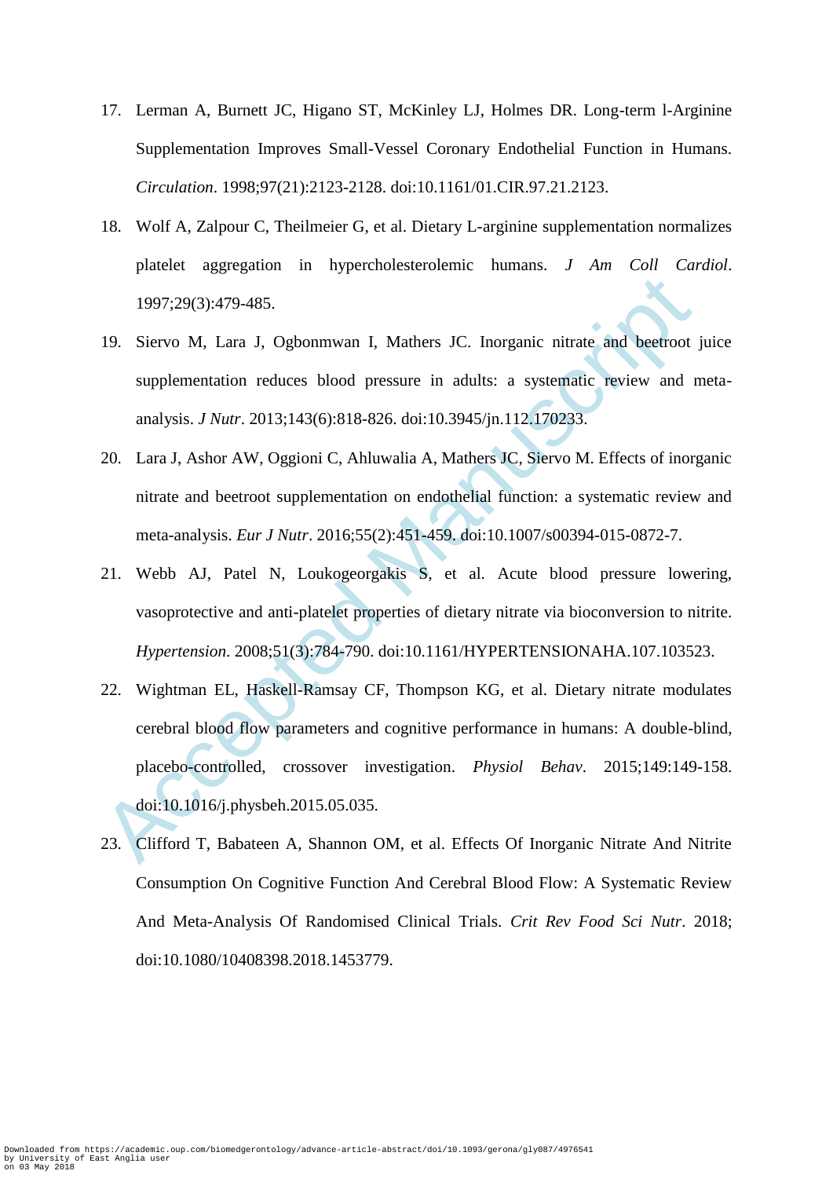17. Lerman A, Burnett JC, Higano ST, McKinley LJ, Holmes DR. Long-term l-Arginine Supplementation Improves Small-Vessel Coronary Endothelial Function in Humans. *Circulation*. 1998;97(21):2123-2128. doi:10.1161/01.CIR.97.21.2123.

18. Wolf A, Zalpour C, Theilmeier G, et al. Dietary L-arginine supplementation normalizes platelet aggregation in hypercholesterolemic humans. *J Am Coll Cardiol*. 1997;29(3):479-485.

19. Siervo M, Lara J, Ogbonmwan I, Mathers JC. Inorganic nitrate and beetroot juice supplementation reduces blood pressure in adults: a systematic review and meta-analysis. *J Nutr*. 2013;143(6):818-826. doi:10.3945/jn.112.170233.

20. Lara J, Ashor AW, Oggioni C, Ahluwalia A, Mathers JC, Siervo M. Effects of inorganic nitrate and beetroot supplementation on endothelial function: a systematic review and meta-analysis. *Eur J Nutr*. 2016;55(2):451-459. doi:10.1007/s00394-015-0872-7.

21. Webb AJ, Patel N, Loukogeorgakis S, et al. Acute blood pressure lowering, vasoprotective and anti-platelet properties of dietary nitrate via bioconversion to nitrite. *Hypertension*. 2008;51(3):784-790. doi:10.1161/HYPERTENSIONAHA.107.103523.

22. Wightman EL, Haskell-Ramsay CF, Thompson KG, et al. Dietary nitrate modulates cerebral blood flow parameters and cognitive performance in humans: A double-blind, placebo-controlled, crossover investigation. *Physiol Behav*. 2015;149:149-158. doi:10.1016/j.physbeh.2015.05.035.

23. Clifford T, Babateen A, Shannon OM, et al. Effects Of Inorganic Nitrate And Nitrite Consumption On Cognitive Function And Cerebral Blood Flow: A Systematic Review And Meta-Analysis Of Randomised Clinical Trials. *Crit Rev Food Sci Nutr*. 2018; doi:10.1080/10408398.2018.1453779.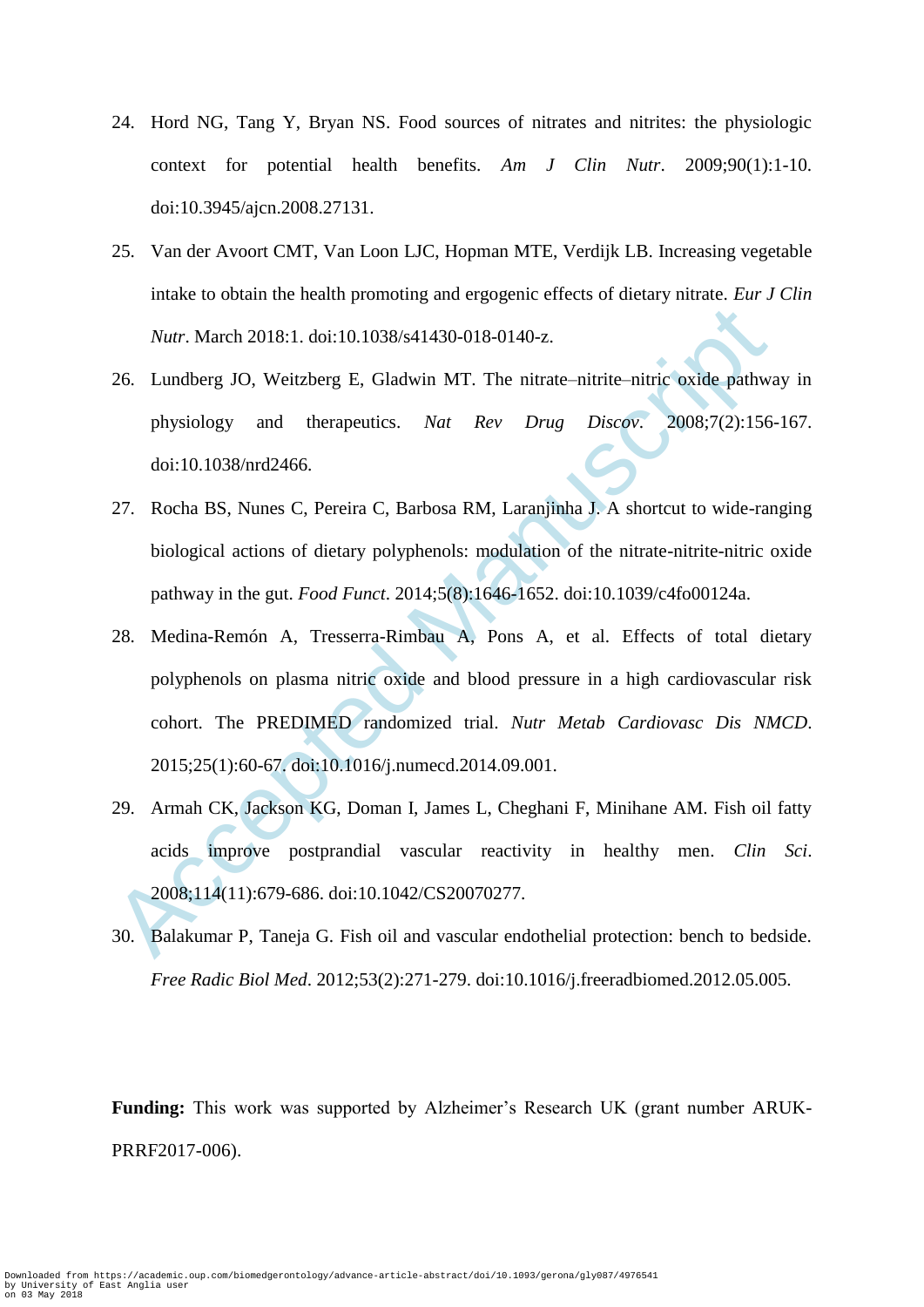24. Hord NG, Tang Y, Bryan NS. Food sources of nitrates and nitrites: the physiologic context for potential health benefits. *Am J Clin Nutr*. 2009;90(1):1-10. doi:10.3945/ajcn.2008.27131.
25. Van der Avoort CMT, Van Loon LJC, Hopman MTE, Verdijk LB. Increasing vegetable intake to obtain the health promoting and ergogenic effects of dietary nitrate. *Eur J Clin Nutr*. March 2018:1. doi:10.1038/s41430-018-0140-z.
26. Lundberg JO, Weitzberg E, Gladwin MT. The nitrate–nitrite–nitric oxide pathway in physiology and therapeutics. *Nat Rev Drug Discov*. 2008;7(2):156-167. doi:10.1038/nrd2466.
27. Rocha BS, Nunes C, Pereira C, Barbosa RM, Laranjinha J. A shortcut to wide-ranging biological actions of dietary polyphenols: modulation of the nitrate-nitrite-nitric oxide pathway in the gut. *Food Funct*. 2014;5(8):1646-1652. doi:10.1039/c4fo00124a.
28. Medina-Remón A, Tresserra-Rimbau A, Pons A, et al. Effects of total dietary polyphenols on plasma nitric oxide and blood pressure in a high cardiovascular risk cohort. The PREDIMED randomized trial. *Nutr Metab Cardiovasc Dis NMCD*. 2015;25(1):60-67. doi:10.1016/j.numecd.2014.09.001.
29. Armah CK, Jackson KG, Doman I, James L, Cheghani F, Minihane AM. Fish oil fatty acids improve postprandial vascular reactivity in healthy men. *Clin Sci*. 2008;114(11):679-686. doi:10.1042/CS20070277.
30. Balakumar P, Taneja G. Fish oil and vascular endothelial protection: bench to bedside. *Free Radic Biol Med*. 2012;53(2):271-279. doi:10.1016/j.freeradbiomed.2012.05.005.

**Funding:** This work was supported by Alzheimer's Research UK (grant number ARUK-PRRF2017-006).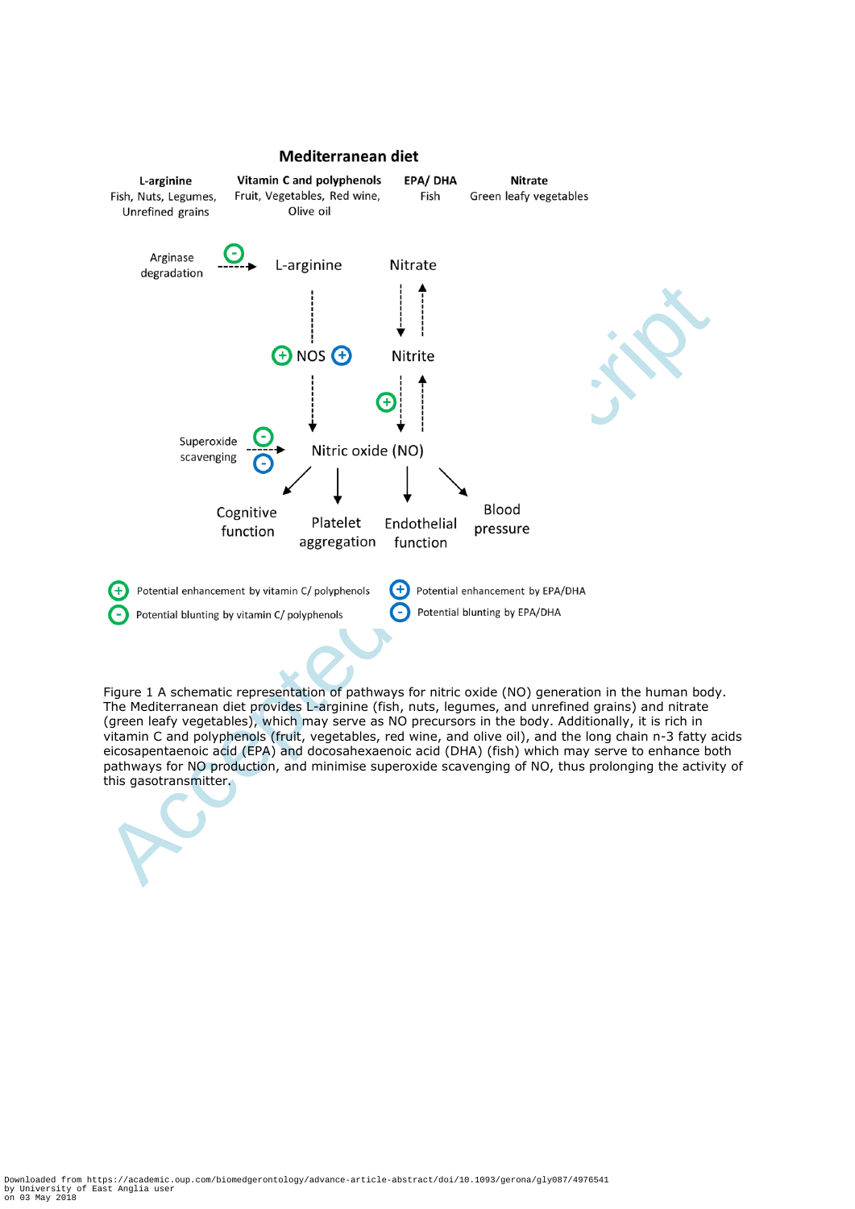Mediterranean diet

L-arginine
Fish, Nuts, Legumes, Unrefined grains

Vitamin C and polyphenols
Fruit, Vegetables, Red wine, Olive oil

EPA/ DHA
Fish

Nitrate
Green leafy vegetables

Arginase degradation

L-arginine

Nitrate

NOS

Nitrite

Superoxide scavenging

Nitric oxide (NO)

Cognitive function

Platelet aggregation

Endothelial function

Blood pressure

Potential enhancement by vitamin C/ polyphenols

Potential blunting by vitamin C/ polyphenols

Potential enhancement by EPA/DHA

Potential blunting by EPA/DHA

Figure 1 A schematic representation of pathways for nitric oxide (NO) generation in the human body. The Mediterranean diet provides L-arginine (fish, nuts, legumes, and unrefined grains) and nitrate (green leafy vegetables), which may serve as NO precursors in the body. Additionally, it is rich in vitamin C and polyphenols (fruit, vegetables, red wine, and olive oil), and the long chain n-3 fatty acids eicosapentaenoic acid (EPA) and docosahexaenoic acid (DHA) (fish) which may serve to enhance both pathways for NO production, and minimise superoxide scavenging of NO, thus prolonging the activity of this gasotransmitter.